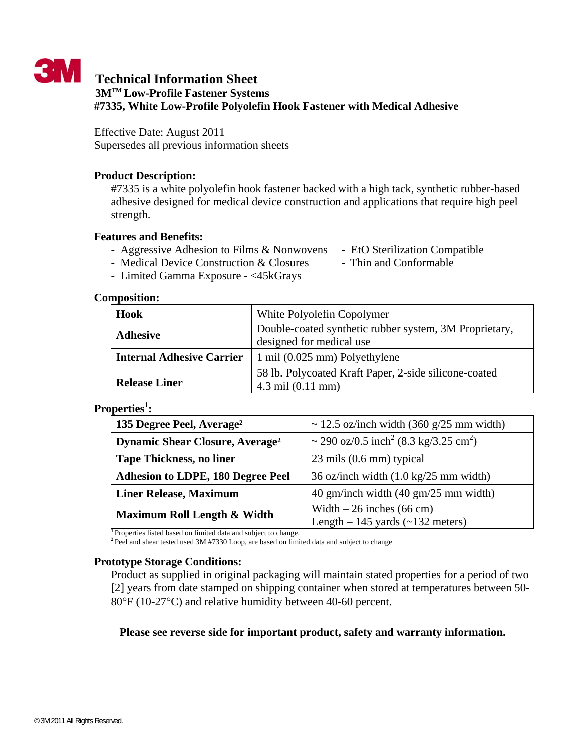# Technical Information Sheet

## 3M™ Low-Profile Fastener Systems

## #7335, White Low-Profile Polyolefin Hook Fastener with Medical Adhesive

Effective Date: August 2011
Supersedes all previous information sheets

### Product Description:

#7335 is a white polyolefin hook fastener backed with a high tack, synthetic rubber-based adhesive designed for medical device construction and applications that require high peel strength.

### Features and Benefits:

- Aggressive Adhesion to Films & Nonwovens
- Medical Device Construction & Closures
- Limited Gamma Exposure - <45kGrays
- EtO Sterilization Compatible
- Thin and Conformable

### Composition:

| | |
|---|---|
| **Hook** | White Polyolefin Copolymer |
| **Adhesive** | Double-coated synthetic rubber system, 3M Proprietary, designed for medical use |
| **Internal Adhesive Carrier** | 1 mil (0.025 mm) Polyethylene |
| **Release Liner** | 58 lb. Polycoated Kraft Paper, 2-side silicone-coated 4.3 mil (0.11 mm) |

### Properties[1]:

| | |
|---|---|
| **135 Degree Peel, Average[2]** | ~ 12.5 oz/inch width (360 g/25 mm width) |
| **Dynamic Shear Closure, Average[2]** | ~ 290 oz/0.5 inch$^2$ (8.3 kg/3.25 cm$^2$) |
| **Tape Thickness, no liner** | 23 mils (0.6 mm) typical |
| **Adhesion to LDPE, 180 Degree Peel** | 36 oz/inch width (1.0 kg/25 mm width) |
| **Liner Release, Maximum** | 40 gm/inch width (40 gm/25 mm width) |
| **Maximum Roll Length & Width** | Width – 26 inches (66 cm)<br>Length – 145 yards (~132 meters) |

[1] Properties listed based on limited data and subject to change.
[2] Peel and shear tested used 3M #7330 Loop, are based on limited data and subject to change

### Prototype Storage Conditions:

Product as supplied in original packaging will maintain stated properties for a period of two [2] years from date stamped on shipping container when stored at temperatures between 50-80°F (10-27°C) and relative humidity between 40-60 percent.

**Please see reverse side for important product, safety and warranty information.**

© 3M 2011 All Rights Reserved.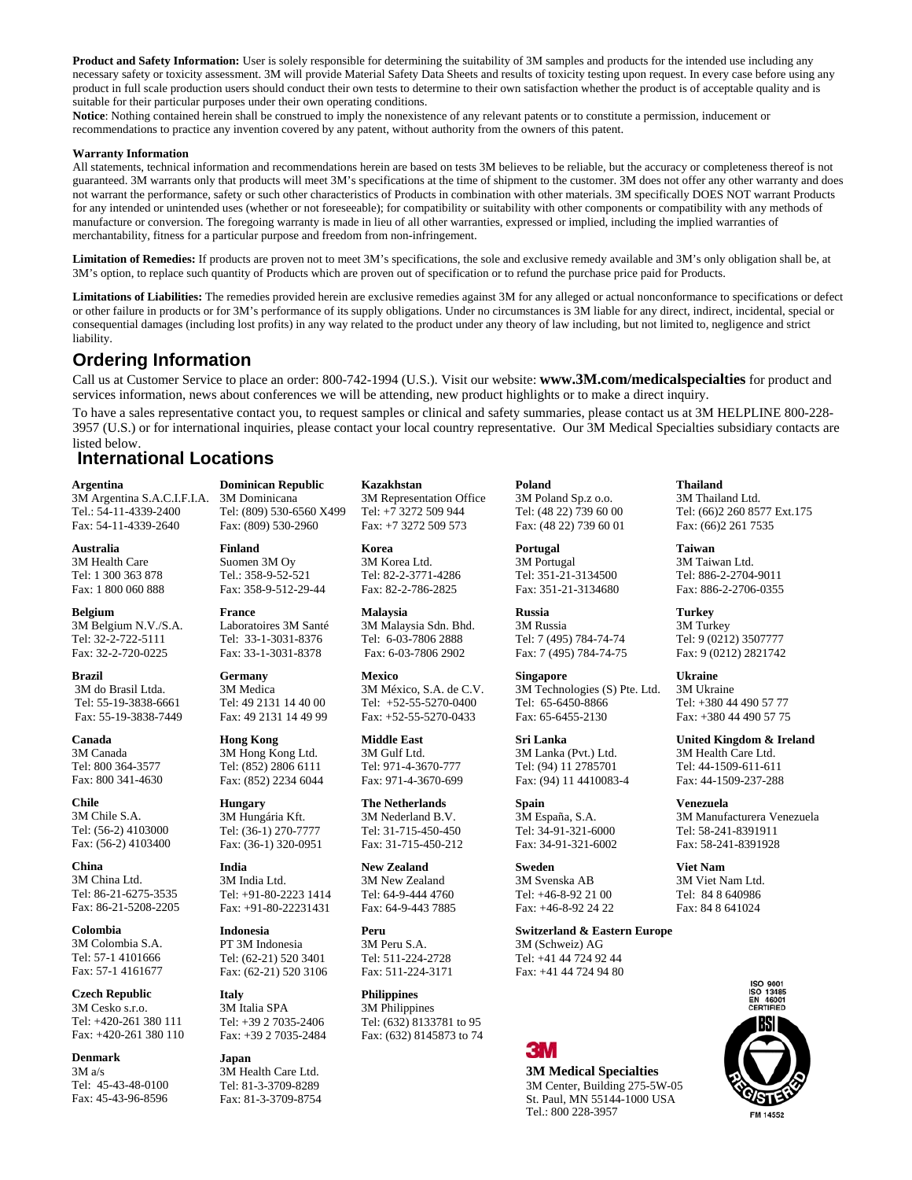**Product and Safety Information:** User is solely responsible for determining the suitability of 3M samples and products for the intended use including any necessary safety or toxicity assessment. 3M will provide Material Safety Data Sheets and results of toxicity testing upon request. In every case before using any product in full scale production users should conduct their own tests to determine to their own satisfaction whether the product is of acceptable quality and is suitable for their particular purposes under their own operating conditions.

**Notice**: Nothing contained herein shall be construed to imply the nonexistence of any relevant patents or to constitute a permission, inducement or recommendations to practice any invention covered by any patent, without authority from the owners of this patent.

**Warranty Information**

All statements, technical information and recommendations herein are based on tests 3M believes to be reliable, but the accuracy or completeness thereof is not guaranteed. 3M warrants only that products will meet 3M's specifications at the time of shipment to the customer. 3M does not offer any other warranty and does not warrant the performance, safety or such other characteristics of Products in combination with other materials. 3M specifically DOES NOT warrant Products for any intended or unintended uses (whether or not foreseeable); for compatibility or suitability with other components or compatibility with any methods of manufacture or conversion. The foregoing warranty is made in lieu of all other warranties, expressed or implied, including the implied warranties of merchantability, fitness for a particular purpose and freedom from non-infringement.

**Limitation of Remedies:** If products are proven not to meet 3M's specifications, the sole and exclusive remedy available and 3M's only obligation shall be, at 3M's option, to replace such quantity of Products which are proven out of specification or to refund the purchase price paid for Products.

**Limitations of Liabilities:** The remedies provided herein are exclusive remedies against 3M for any alleged or actual nonconformance to specifications or defect or other failure in products or for 3M's performance of its supply obligations. Under no circumstances is 3M liable for any direct, indirect, incidental, special or consequential damages (including lost profits) in any way related to the product under any theory of law including, but not limited to, negligence and strict liability.

## Ordering Information

Call us at Customer Service to place an order: 800-742-1994 (U.S.). Visit our website: **www.3M.com/medicalspecialties** for product and services information, news about conferences we will be attending, new product highlights or to make a direct inquiry.

To have a sales representative contact you, to request samples or clinical and safety summaries, please contact us at 3M HELPLINE 800-228-3957 (U.S.) or for international inquiries, please contact your local country representative. Our 3M Medical Specialties subsidiary contacts are listed below.

## International Locations

**Argentina**
3M Argentina S.A.C.I.F.I.A.
Tel.: 54-11-4339-2400
Fax: 54-11-4339-2640

**Australia**
3M Health Care
Tel: 1 300 363 878
Fax: 1 800 060 888

**Belgium**
3M Belgium N.V./S.A.
Tel: 32-2-722-5111
Fax: 32-2-720-0225

**Brazil**
3M do Brasil Ltda.
Tel: 55-19-3838-6661
Fax: 55-19-3838-7449

**Canada**
3M Canada
Tel: 800 364-3577
Fax: 800 341-4630

**Chile**
3M Chile S.A.
Tel: (56-2) 4103000
Fax: (56-2) 4103400

**China**
3M China Ltd.
Tel: 86-21-6275-3535
Fax: 86-21-5208-2205

**Colombia**
3M Colombia S.A.
Tel: 57-1 4101666
Fax: 57-1 4161677

**Czech Republic**
3M Cesko s.r.o.
Tel: +420-261 380 111
Fax: +420-261 380 110

**Denmark**
3M a/s
Tel: 45-43-48-0100
Fax: 45-43-96-8596

**Dominican Republic**
3M Dominicana
Tel: (809) 530-6560 X499
Fax: (809) 530-2960

**Finland**
Suomen 3M Oy
Tel.: 358-9-52-521
Fax: 358-9-512-29-44

**France**
Laboratoires 3M Santé
Tel: 33-1-3031-8376
Fax: 33-1-3031-8378

**Germany**
3M Medica
Tel: 49 2131 14 40 00
Fax: 49 2131 14 49 99

**Hong Kong**
3M Hong Kong Ltd.
Tel: (852) 2806 6111
Fax: (852) 2234 6044

**Hungary**
3M Hungária Kft.
Tel: (36-1) 270-7777
Fax: (36-1) 320-0951

**India**
3M India Ltd.
Tel: +91-80-2223 1414
Fax: +91-80-22231431

**Indonesia**
PT 3M Indonesia
Tel: (62-21) 520 3401
Fax: (62-21) 520 3106

**Italy**
3M Italia SPA
Tel: +39 2 7035-2406
Fax: +39 2 7035-2484

**Japan**
3M Health Care Ltd.
Tel: 81-3-3709-8289
Fax: 81-3-3709-8754

**Kazakhstan**
3M Representation Office
Tel: +7 3272 509 944
Fax: +7 3272 509 573

**Korea**
3M Korea Ltd.
Tel: 82-2-3771-4286
Fax: 82-2-786-2825

**Malaysia**
3M Malaysia Sdn. Bhd.
Tel: 6-03-7806 2888
Fax: 6-03-7806 2902

**Mexico**
3M México, S.A. de C.V.
Tel: +52-55-5270-0400
Fax: +52-55-5270-0433

**Middle East**
3M Gulf Ltd.
Tel: 971-4-3670-777
Fax: 971-4-3670-699

**The Netherlands**
3M Nederland B.V.
Tel: 31-715-450-450
Fax: 31-715-450-212

**New Zealand**
3M New Zealand
Tel: 64-9-444 4760
Fax: 64-9-443 7885

**Peru**
3M Peru S.A.
Tel: 511-224-2728
Fax: 511-224-3171

**Philippines**
3M Philippines
Tel: (632) 8133781 to 95
Fax: (632) 8145873 to 74

**Poland**
3M Poland Sp.z o.o.
Tel: (48 22) 739 60 00
Fax: (48 22) 739 60 01

**Portugal**
3M Portugal
Tel: 351-21-3134500
Fax: 351-21-3134680

**Russia**
3M Russia
Tel: 7 (495) 784-74-74
Fax: 7 (495) 784-74-75

**Singapore**
3M Technologies (S) Pte. Ltd.
Tel: 65-6450-8866
Fax: 65-6455-2130

**Sri Lanka**
3M Lanka (Pvt.) Ltd.
Tel: (94) 11 2785701
Fax: (94) 11 4410083-4

**Spain**
3M España, S.A.
Tel: 34-91-321-6000
Fax: 34-91-321-6002

**Sweden**
3M Svenska AB
Tel: +46-8-92 21 00
Fax: +46-8-92 24 22

**Switzerland & Eastern Europe**
3M (Schweiz) AG
Tel: +41 44 724 92 44
Fax: +41 44 724 94 80

**Thailand**
3M Thailand Ltd.
Tel: (66)2 260 8577 Ext.175
Fax: (66)2 261 7535

**Taiwan**
3M Taiwan Ltd.
Tel: 886-2-2704-9011
Fax: 886-2-2706-0355

**Turkey**
3M Turkey
Tel: 9 (0212) 3507777
Fax: 9 (0212) 2821742

**Ukraine**
3M Ukraine
Tel: +380 44 490 57 77
Fax: +380 44 490 57 75

**United Kingdom & Ireland**
3M Health Care Ltd.
Tel: 44-1509-611-611
Fax: 44-1509-237-288

**Venezuela**
3M Manufacturera Venezuela
Tel: 58-241-8391911
Fax: 58-241-8391928

**Viet Nam**
3M Viet Nam Ltd.
Tel: 84 8 640986
Fax: 84 8 641024

3M

**3M Medical Specialties**
3M Center, Building 275-5W-05
St. Paul, MN 55144-1000 USA
Tel.: 800 228-3957

ISO 9001
ISO 13485
EN 46001
CERTIFIED

BSI REGISTERED
FM 14552